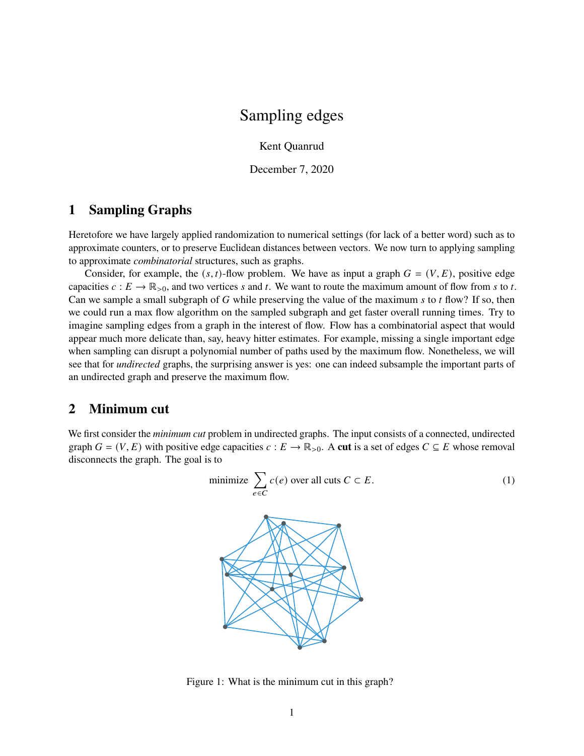# Sampling edges

Kent Quanrud

December 7, 2020

## 1 Sampling Graphs

Heretofore we have largely applied randomization to numerical settings (for lack of a better word) such as to approximate counters, or to preserve Euclidean distances between vectors. We now turn to applying sampling to approximate *combinatorial* structures, such as graphs.

Consider, for example, the $(s, t)$-flow problem. We have as input a graph $G = (V, E)$, positive edge capacities $c : E \to \mathbb{R}_{>0}$, and two vertices $s$ and $t$. We want to route the maximum amount of flow from $s$ to $t$. Can we sample a small subgraph of $G$ while preserving the value of the maximum $s$ to $t$ flow? If so, then we could run a max flow algorithm on the sampled subgraph and get faster overall running times. Try to imagine sampling edges from a graph in the interest of flow. Flow has a combinatorial aspect that would appear much more delicate than, say, heavy hitter estimates. For example, missing a single important edge when sampling can disrupt a polynomial number of paths used by the maximum flow. Nonetheless, we will see that for *undirected* graphs, the surprising answer is yes: one can indeed subsample the important parts of an undirected graph and preserve the maximum flow.

## 2 Minimum cut

We first consider the *minimum cut* problem in undirected graphs. The input consists of a connected, undirected graph $G = (V, E)$ with positive edge capacities $c : E \to \mathbb{R}_{>0}$. A **cut** is a set of edges $C \subseteq E$ whose removal disconnects the graph. The goal is to

$$\text{minimize } \sum_{e \in C} c(e) \text{ over all cuts } C \subset E. \tag{1}$$

Figure 1: What is the minimum cut in this graph?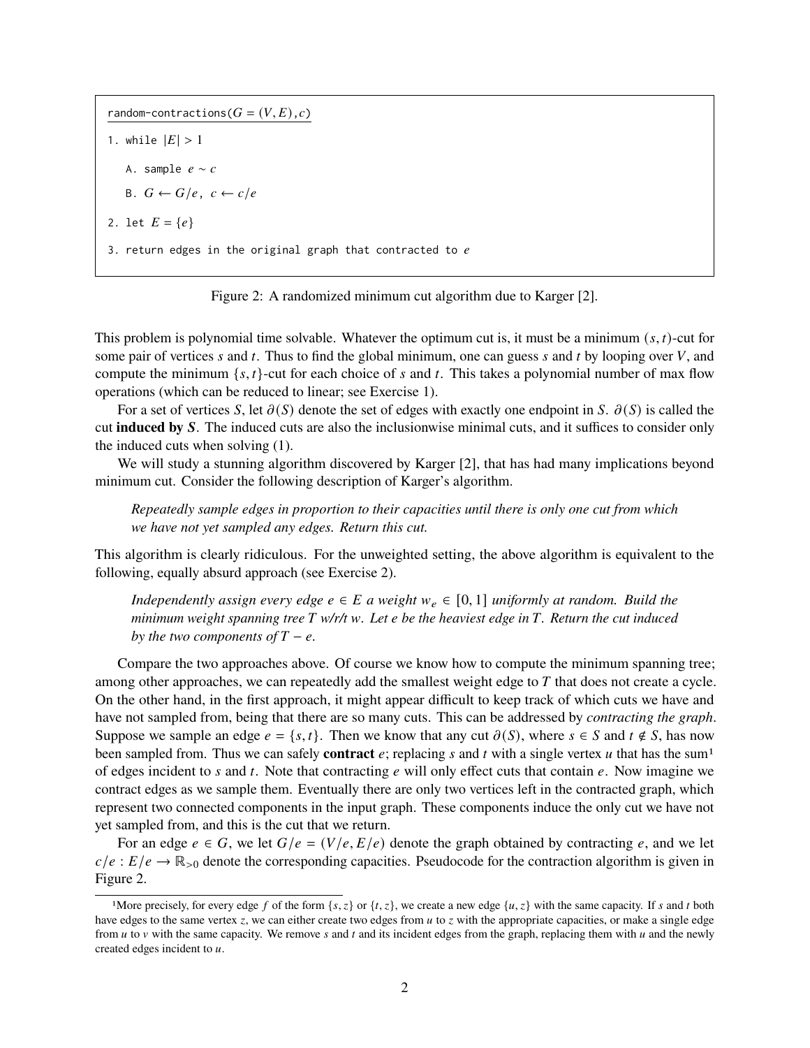```
random-contractions(G = (V, E), c)

1. while |E| > 1
   A. sample e ~ c
   B. G ← G/e, c ← c/e
2. let E = {e}
3. return edges in the original graph that contracted to e
```

Figure 2: A randomized minimum cut algorithm due to Karger [2].

This problem is polynomial time solvable. Whatever the optimum cut is, it must be a minimum $(s,t)$-cut for some pair of vertices $s$ and $t$. Thus to find the global minimum, one can guess $s$ and $t$ by looping over $V$, and compute the minimum $\{s,t\}$-cut for each choice of $s$ and $t$. This takes a polynomial number of max flow operations (which can be reduced to linear; see Exercise 1).

For a set of vertices $S$, let $\partial(S)$ denote the set of edges with exactly one endpoint in $S$. $\partial(S)$ is called the cut **induced by $S$**. The induced cuts are also the inclusionwise minimal cuts, and it suffices to consider only the induced cuts when solving (1).

We will study a stunning algorithm discovered by Karger [2], that has had many implications beyond minimum cut. Consider the following description of Karger's algorithm.

> *Repeatedly sample edges in proportion to their capacities until there is only one cut from which we have not yet sampled any edges. Return this cut.*

This algorithm is clearly ridiculous. For the unweighted setting, the above algorithm is equivalent to the following, equally absurd approach (see Exercise 2).

> *Independently assign every edge $e \in E$ a weight $w_e \in [0,1]$ uniformly at random. Build the minimum weight spanning tree $T$ w/r/t $w$. Let $e$ be the heaviest edge in $T$. Return the cut induced by the two components of $T - e$.*

Compare the two approaches above. Of course we know how to compute the minimum spanning tree; among other approaches, we can repeatedly add the smallest weight edge to $T$ that does not create a cycle. On the other hand, in the first approach, it might appear difficult to keep track of which cuts we have and have not sampled from, being that there are so many cuts. This can be addressed by *contracting the graph*. Suppose we sample an edge $e = \{s,t\}$. Then we know that any cut $\partial(S)$, where $s \in S$ and $t \notin S$, has now been sampled from. Thus we can safely **contract** $e$; replacing $s$ and $t$ with a single vertex $u$ that has the sum[1] of edges incident to $s$ and $t$. Note that contracting $e$ will only effect cuts that contain $e$. Now imagine we contract edges as we sample them. Eventually there are only two vertices left in the contracted graph, which represent two connected components in the input graph. These components induce the only cut we have not yet sampled from, and this is the cut that we return.

For an edge $e \in G$, we let $G/e = (V/e, E/e)$ denote the graph obtained by contracting $e$, and we let $c/e : E/e \to \mathbb{R}_{>0}$ denote the corresponding capacities. Pseudocode for the contraction algorithm is given in Figure 2.

[1]More precisely, for every edge $f$ of the form $\{s,z\}$ or $\{t,z\}$, we create a new edge $\{u,z\}$ with the same capacity. If $s$ and $t$ both have edges to the same vertex $z$, we can either create two edges from $u$ to $z$ with the appropriate capacities, or make a single edge from $u$ to $v$ with the same capacity. We remove $s$ and $t$ and its incident edges from the graph, replacing them with $u$ and the newly created edges incident to $u$.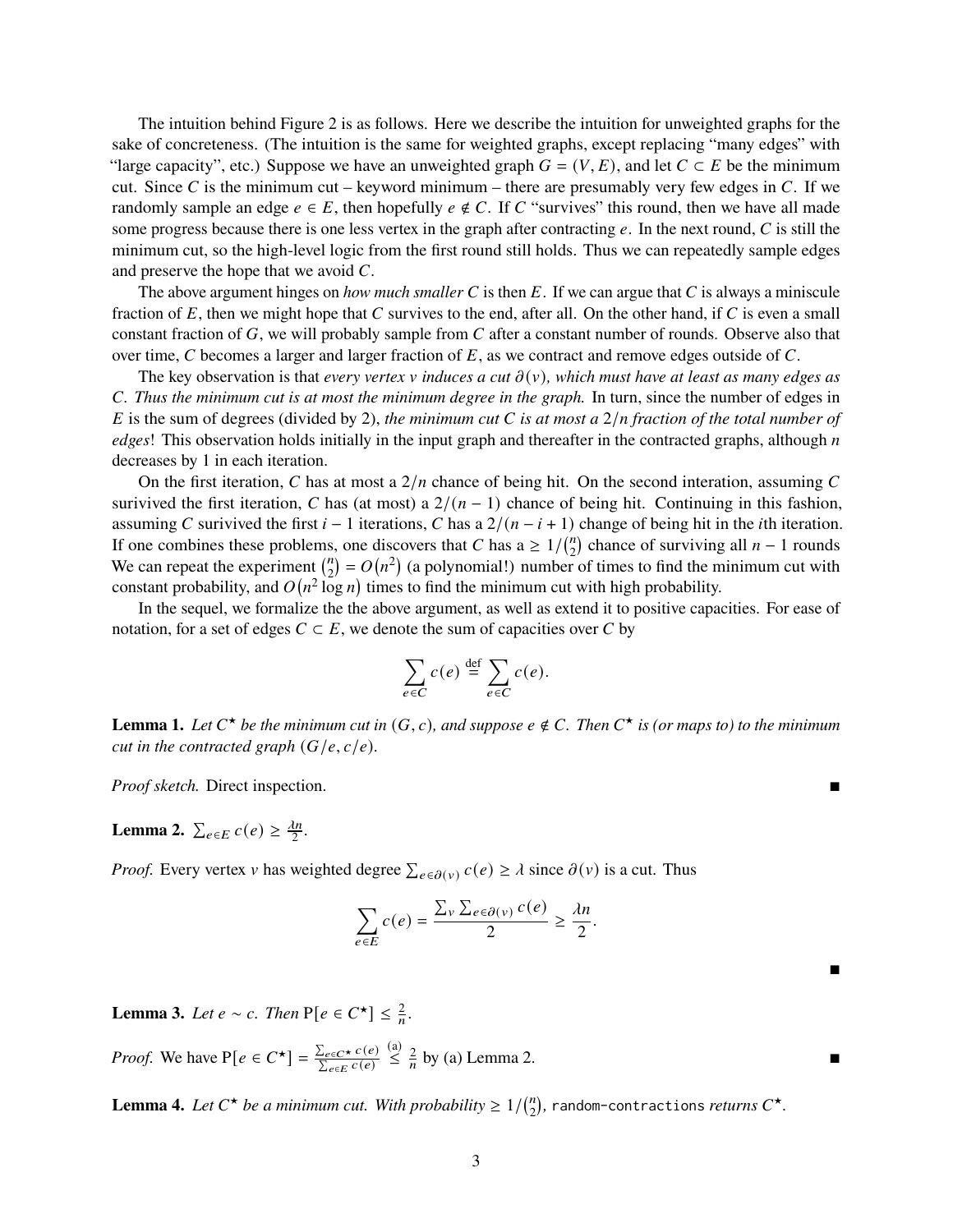The intuition behind Figure 2 is as follows. Here we describe the intuition for unweighted graphs for the sake of concreteness. (The intuition is the same for weighted graphs, except replacing "many edges" with "large capacity", etc.) Suppose we have an unweighted graph $G = (V, E)$, and let $C \subset E$ be the minimum cut. Since $C$ is the minimum cut – keyword minimum – there are presumably very few edges in $C$. If we randomly sample an edge $e \in E$, then hopefully $e \notin C$. If $C$ "survives" this round, then we have all made some progress because there is one less vertex in the graph after contracting $e$. In the next round, $C$ is still the minimum cut, so the high-level logic from the first round still holds. Thus we can repeatedly sample edges and preserve the hope that we avoid $C$.

The above argument hinges on *how much smaller* $C$ is then $E$. If we can argue that $C$ is always a miniscule fraction of $E$, then we might hope that $C$ survives to the end, after all. On the other hand, if $C$ is even a small constant fraction of $G$, we will probably sample from $C$ after a constant number of rounds. Observe also that over time, $C$ becomes a larger and larger fraction of $E$, as we contract and remove edges outside of $C$.

The key observation is that *every vertex $v$ induces a cut $\partial(v)$, which must have at least as many edges as $C$. Thus the minimum cut is at most the minimum degree in the graph.* In turn, since the number of edges in $E$ is the sum of degrees (divided by 2), *the minimum cut $C$ is at most a $2/n$ fraction of the total number of edges*! This observation holds initially in the input graph and thereafter in the contracted graphs, although $n$ decreases by 1 in each iteration.

On the first iteration, $C$ has at most a $2/n$ chance of being hit. On the second interation, assuming $C$ surivived the first iteration, $C$ has (at most) a $2/(n-1)$ chance of being hit. Continuing in this fashion, assuming $C$ surivived the first $i-1$ iterations, $C$ has a $2/(n-i+1)$ change of being hit in the $i$th iteration. If one combines these problems, one discovers that $C$ has a $\geq 1/\binom{n}{2}$ chance of surviving all $n-1$ rounds We can repeat the experiment $\binom{n}{2} = O(n^2)$ (a polynomial!) number of times to find the minimum cut with constant probability, and $O(n^2 \log n)$ times to find the minimum cut with high probability.

In the sequel, we formalize the the above argument, as well as extend it to positive capacities. For ease of notation, for a set of edges $C \subset E$, we denote the sum of capacities over $C$ by

$$\sum_{e \in C} c(e) \overset{\text{def}}{=} \sum_{e \in C} c(e).$$

**Lemma 1.** *Let $C^\star$ be the minimum cut in $(G, c)$, and suppose $e \notin C$. Then $C^\star$ is (or maps to) to the minimum cut in the contracted graph $(G/e, c/e)$.*

*Proof sketch.* Direct inspection. ∎

**Lemma 2.** $\sum_{e \in E} c(e) \geq \frac{\lambda n}{2}$.

*Proof.* Every vertex $v$ has weighted degree $\sum_{e \in \partial(v)} c(e) \geq \lambda$ since $\partial(v)$ is a cut. Thus

$$\sum_{e \in E} c(e) = \frac{\sum_v \sum_{e \in \partial(v)} c(e)}{2} \geq \frac{\lambda n}{2}.$$

∎

**Lemma 3.** *Let $e \sim c$. Then $\mathrm{P}[e \in C^\star] \leq \frac{2}{n}$.*

*Proof.* We have $\mathrm{P}[e \in C^\star] = \frac{\sum_{e \in C^\star} c(e)}{\sum_{e \in E} c(e)} \overset{(a)}{\leq} \frac{2}{n}$ by (a) Lemma 2. ∎

**Lemma 4.** *Let $C^\star$ be a minimum cut. With probability $\geq 1/\binom{n}{2}$,* `random-contractions` *returns $C^\star$.*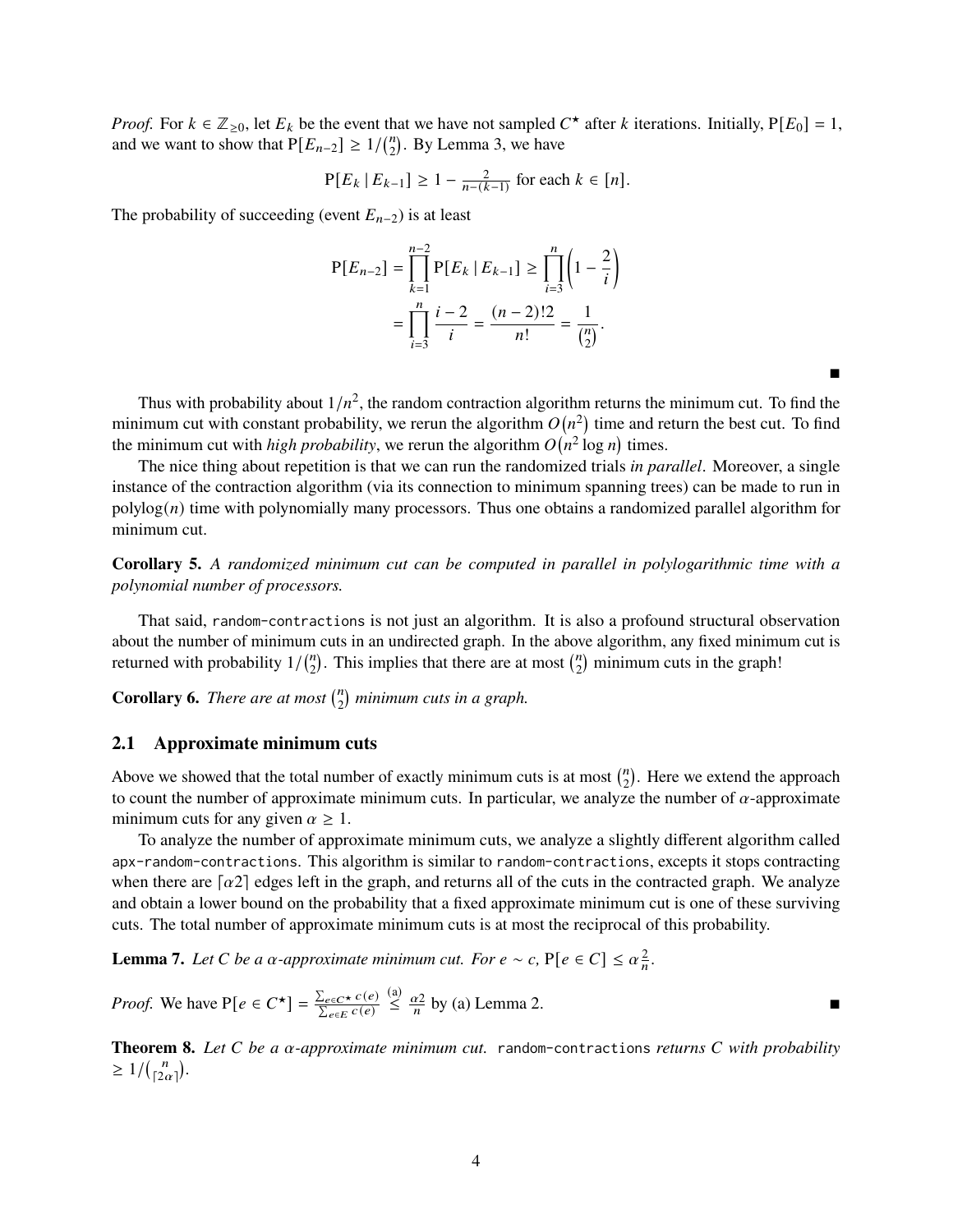*Proof.* For $k \in \mathbb{Z}_{\geq 0}$, let $E_k$ be the event that we have not sampled $C^\star$ after $k$ iterations. Initially, $\text{P}[E_0] = 1$, and we want to show that $\text{P}[E_{n-2}] \geq 1/\binom{n}{2}$. By Lemma 3, we have

$$\text{P}[E_k \mid E_{k-1}] \geq 1 - \tfrac{2}{n-(k-1)} \text{ for each } k \in [n].$$

The probability of succeeding (event $E_{n-2}$) is at least

$$\begin{aligned}\text{P}[E_{n-2}] &= \prod_{k=1}^{n-2} \text{P}[E_k \mid E_{k-1}] \geq \prod_{i=3}^{n} \left(1 - \frac{2}{i}\right) \\ &= \prod_{i=3}^{n} \frac{i-2}{i} = \frac{(n-2)!2}{n!} = \frac{1}{\binom{n}{2}}.\end{aligned}$$

■

Thus with probability about $1/n^2$, the random contraction algorithm returns the minimum cut. To find the minimum cut with constant probability, we rerun the algorithm $O(n^2)$ time and return the best cut. To find the minimum cut with *high probability*, we rerun the algorithm $O(n^2 \log n)$ times.

The nice thing about repetition is that we can run the randomized trials *in parallel*. Moreover, a single instance of the contraction algorithm (via its connection to minimum spanning trees) can be made to run in $\text{polylog}(n)$ time with polynomially many processors. Thus one obtains a randomized parallel algorithm for minimum cut.

**Corollary 5.** *A randomized minimum cut can be computed in parallel in polylogarithmic time with a polynomial number of processors.*

That said, `random-contractions` is not just an algorithm. It is also a profound structural observation about the number of minimum cuts in an undirected graph. In the above algorithm, any fixed minimum cut is returned with probability $1/\binom{n}{2}$. This implies that there are at most $\binom{n}{2}$ minimum cuts in the graph!

**Corollary 6.** *There are at most $\binom{n}{2}$ minimum cuts in a graph.*

## 2.1 Approximate minimum cuts

Above we showed that the total number of exactly minimum cuts is at most $\binom{n}{2}$. Here we extend the approach to count the number of approximate minimum cuts. In particular, we analyze the number of $\alpha$-approximate minimum cuts for any given $\alpha \geq 1$.

To analyze the number of approximate minimum cuts, we analyze a slightly different algorithm called `apx-random-contractions`. This algorithm is similar to `random-contractions`, excepts it stops contracting when there are $\lceil \alpha 2 \rceil$ edges left in the graph, and returns all of the cuts in the contracted graph. We analyze and obtain a lower bound on the probability that a fixed approximate minimum cut is one of these surviving cuts. The total number of approximate minimum cuts is at most the reciprocal of this probability.

**Lemma 7.** *Let $C$ be a $\alpha$-approximate minimum cut. For $e \sim c$, $\text{P}[e \in C] \leq \alpha \frac{2}{n}$.*

*Proof.* We have $\text{P}[e \in C^\star] = \frac{\sum_{e \in C^\star} c(e)}{\sum_{e \in E} c(e)} \overset{\text{(a)}}{\leq} \frac{\alpha 2}{n}$ by (a) Lemma 2. ■

**Theorem 8.** *Let $C$ be a $\alpha$-approximate minimum cut.* `random-contractions` *returns $C$ with probability $\geq 1/\binom{n}{\lceil 2\alpha \rceil}$.*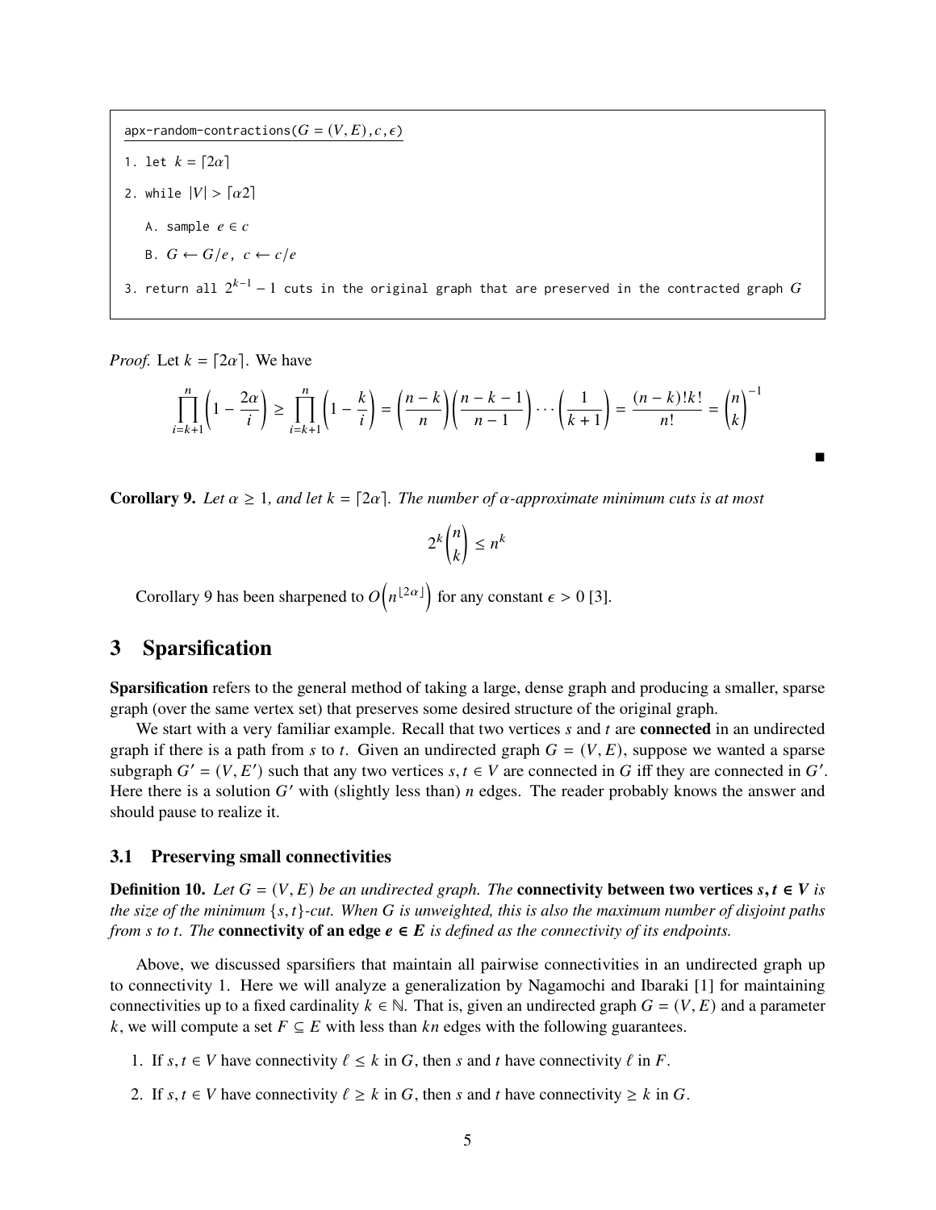```
apx-random-contractions(G = (V, E), c, ε)

1. let k = ⌈2α⌉
2. while |V| > ⌈α2⌉
   A. sample e ∈ c
   B. G ← G/e, c ← c/e
3. return all 2^{k-1} - 1 cuts in the original graph that are preserved in the contracted graph G
```

*Proof.* Let $k = \lceil 2\alpha \rceil$. We have

$$\prod_{i=k+1}^{n} \left(1 - \frac{2\alpha}{i}\right) \geq \prod_{i=k+1}^{n} \left(1 - \frac{k}{i}\right) = \left(\frac{n-k}{n}\right)\left(\frac{n-k-1}{n-1}\right) \cdots \left(\frac{1}{k+1}\right) = \frac{(n-k)!k!}{n!} = \binom{n}{k}^{-1}$$

∎

**Corollary 9.** *Let $\alpha \geq 1$, and let $k = \lceil 2\alpha \rceil$. The number of $\alpha$-approximate minimum cuts is at most*

$$2^k \binom{n}{k} \leq n^k$$

Corollary 9 has been sharpened to $O\left(n^{\lfloor 2\alpha \rfloor}\right)$ for any constant $\epsilon > 0$ [3].

## 3 Sparsification

**Sparsification** refers to the general method of taking a large, dense graph and producing a smaller, sparse graph (over the same vertex set) that preserves some desired structure of the original graph.

We start with a very familiar example. Recall that two vertices $s$ and $t$ are **connected** in an undirected graph if there is a path from $s$ to $t$. Given an undirected graph $G = (V, E)$, suppose we wanted a sparse subgraph $G' = (V, E')$ such that any two vertices $s, t \in V$ are connected in $G$ iff they are connected in $G'$. Here there is a solution $G'$ with (slightly less than) $n$ edges. The reader probably knows the answer and should pause to realize it.

### 3.1 Preserving small connectivities

**Definition 10.** *Let $G = (V, E)$ be an undirected graph. The* **connectivity between two vertices $s, t \in V$** *is the size of the minimum $\{s, t\}$-cut. When $G$ is unweighted, this is also the maximum number of disjoint paths from $s$ to $t$. The* **connectivity of an edge $e \in E$** *is defined as the connectivity of its endpoints.*

Above, we discussed sparsifiers that maintain all pairwise connectivities in an undirected graph up to connectivity 1. Here we will analyze a generalization by Nagamochi and Ibaraki [1] for maintaining connectivities up to a fixed cardinality $k \in \mathbb{N}$. That is, given an undirected graph $G = (V, E)$ and a parameter $k$, we will compute a set $F \subseteq E$ with less than $kn$ edges with the following guarantees.

1. If $s, t \in V$ have connectivity $\ell \leq k$ in $G$, then $s$ and $t$ have connectivity $\ell$ in $F$.
2. If $s, t \in V$ have connectivity $\ell \geq k$ in $G$, then $s$ and $t$ have connectivity $\geq k$ in $G$.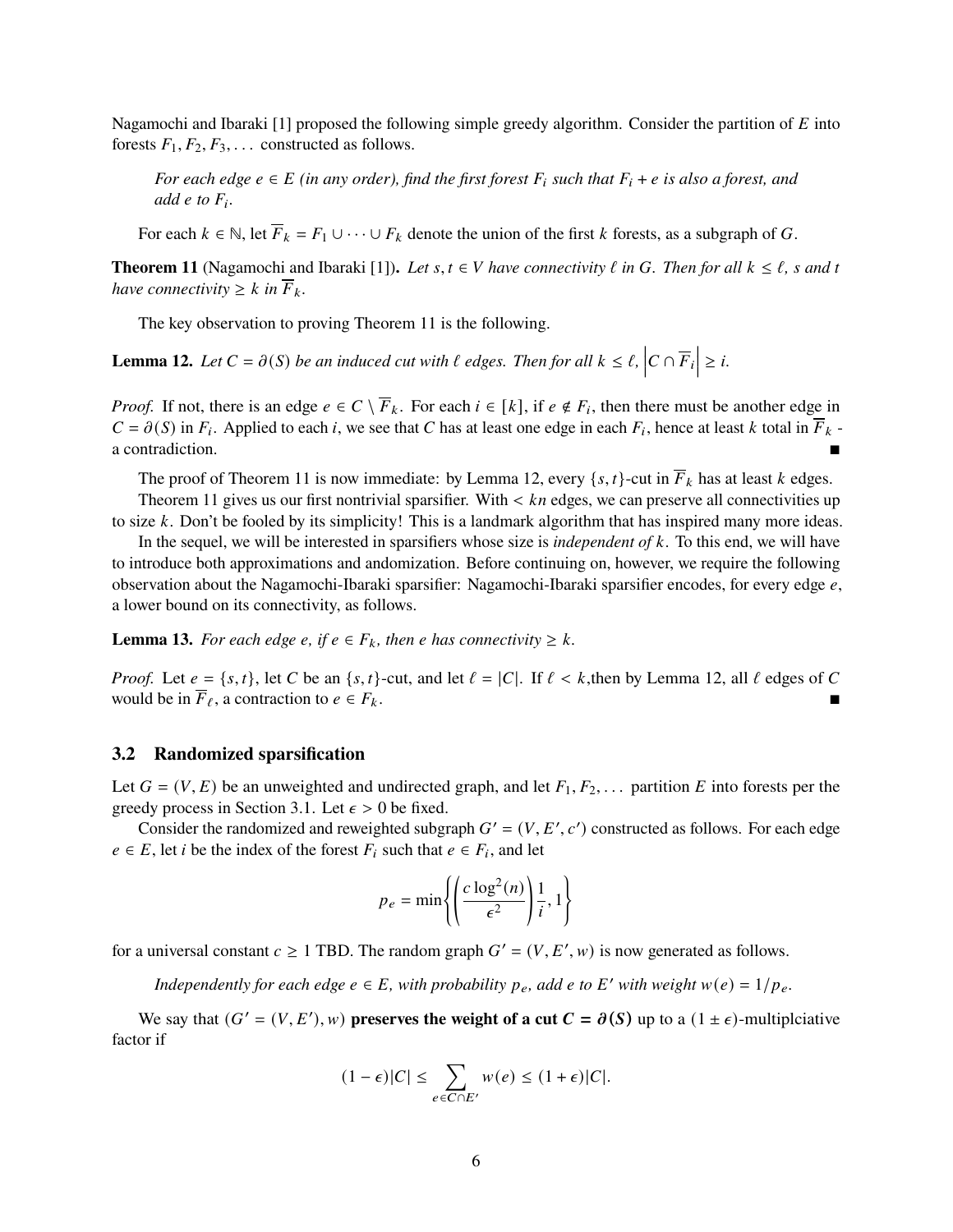Nagamochi and Ibaraki [1] proposed the following simple greedy algorithm. Consider the partition of $E$ into forests $F_1, F_2, F_3, \dots$ constructed as follows.

> *For each edge $e \in E$ (in any order), find the first forest $F_i$ such that $F_i + e$ is also a forest, and add $e$ to $F_i$.*

For each $k \in \mathbb{N}$, let $\overline{F}_k = F_1 \cup \cdots \cup F_k$ denote the union of the first $k$ forests, as a subgraph of $G$.

**Theorem 11** (Nagamochi and Ibaraki [1])**.** *Let $s, t \in V$ have connectivity $\ell$ in $G$. Then for all $k \leq \ell$, $s$ and $t$ have connectivity $\geq k$ in $\overline{F}_k$.*

The key observation to proving Theorem 11 is the following.

**Lemma 12.** *Let $C = \partial(S)$ be an induced cut with $\ell$ edges. Then for all $k \leq \ell$, $\left|C \cap \overline{F}_i\right| \geq i$.*

*Proof.* If not, there is an edge $e \in C \setminus \overline{F}_k$. For each $i \in [k]$, if $e \notin F_i$, then there must be another edge in $C = \partial(S)$ in $F_i$. Applied to each $i$, we see that $C$ has at least one edge in each $F_i$, hence at least $k$ total in $\overline{F}_k$ - a contradiction. ■

The proof of Theorem 11 is now immediate: by Lemma 12, every $\{s, t\}$-cut in $\overline{F}_k$ has at least $k$ edges.

Theorem 11 gives us our first nontrivial sparsifier. With $< kn$ edges, we can preserve all connectivities up to size $k$. Don't be fooled by its simplicity! This is a landmark algorithm that has inspired many more ideas.

In the sequel, we will be interested in sparsifiers whose size is *independent of $k$*. To this end, we will have to introduce both approximations and andomization. Before continuing on, however, we require the following observation about the Nagamochi-Ibaraki sparsifier: Nagamochi-Ibaraki sparsifier encodes, for every edge $e$, a lower bound on its connectivity, as follows.

**Lemma 13.** *For each edge $e$, if $e \in F_k$, then $e$ has connectivity $\geq k$.*

*Proof.* Let $e = \{s, t\}$, let $C$ be an $\{s, t\}$-cut, and let $\ell = |C|$. If $\ell < k$,then by Lemma 12, all $\ell$ edges of $C$ would be in $\overline{F}_\ell$, a contraction to $e \in F_k$. ■

### 3.2 Randomized sparsification

Let $G = (V, E)$ be an unweighted and undirected graph, and let $F_1, F_2, \dots$ partition $E$ into forests per the greedy process in Section 3.1. Let $\epsilon > 0$ be fixed.

Consider the randomized and reweighted subgraph $G' = (V, E', c')$ constructed as follows. For each edge $e \in E$, let $i$ be the index of the forest $F_i$ such that $e \in F_i$, and let

$$p_e = \min\left\{\left(\frac{c \log^2(n)}{\epsilon^2}\right)\frac{1}{i}, 1\right\}$$

for a universal constant $c \geq 1$ TBD. The random graph $G' = (V, E', w)$ is now generated as follows.

> *Independently for each edge $e \in E$, with probability $p_e$, add $e$ to $E'$ with weight $w(e) = 1/p_e$.*

We say that $(G' = (V, E'), w)$ **preserves the weight of a cut $C = \partial(S)$** up to a $(1 \pm \epsilon)$-multiplciative factor if

$$(1 - \epsilon)|C| \leq \sum_{e \in C \cap E'} w(e) \leq (1 + \epsilon)|C|.$$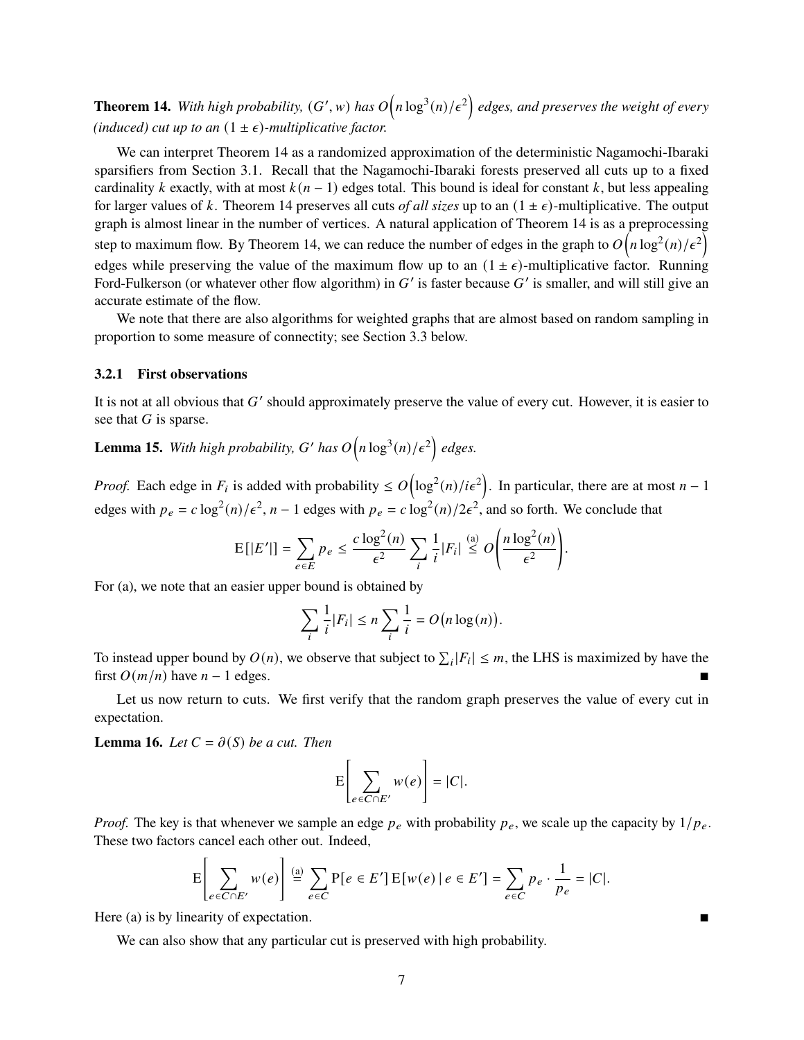**Theorem 14.** *With high probability, $(G', w)$ has $O\left(n\log^3(n)/\epsilon^2\right)$ edges, and preserves the weight of every (induced) cut up to an $(1 \pm \epsilon)$-multiplicative factor.*

We can interpret Theorem 14 as a randomized approximation of the deterministic Nagamochi-Ibaraki sparsifiers from Section 3.1. Recall that the Nagamochi-Ibaraki forests preserved all cuts up to a fixed cardinality $k$ exactly, with at most $k(n-1)$ edges total. This bound is ideal for constant $k$, but less appealing for larger values of $k$. Theorem 14 preserves all cuts *of all sizes* up to an $(1 \pm \epsilon)$-multiplicative. The output graph is almost linear in the number of vertices. A natural application of Theorem 14 is as a preprocessing step to maximum flow. By Theorem 14, we can reduce the number of edges in the graph to $O\left(n\log^2(n)/\epsilon^2\right)$ edges while preserving the value of the maximum flow up to an $(1 \pm \epsilon)$-multiplicative factor. Running Ford-Fulkerson (or whatever other flow algorithm) in $G'$ is faster because $G'$ is smaller, and will still give an accurate estimate of the flow.

We note that there are also algorithms for weighted graphs that are almost based on random sampling in proportion to some measure of connectity; see Section 3.3 below.

### 3.2.1 First observations

It is not at all obvious that $G'$ should approximately preserve the value of every cut. However, it is easier to see that $G$ is sparse.

**Lemma 15.** *With high probability, $G'$ has $O\left(n\log^3(n)/\epsilon^2\right)$ edges.*

*Proof.* Each edge in $F_i$ is added with probability $\leq O\left(\log^2(n)/i\epsilon^2\right)$. In particular, there are at most $n-1$ edges with $p_e = c\log^2(n)/\epsilon^2$, $n-1$ edges with $p_e = c\log^2(n)/2\epsilon^2$, and so forth. We conclude that

$$\mathrm{E}[|E'|] = \sum_{e \in E} p_e \leq \frac{c\log^2(n)}{\epsilon^2} \sum_i \frac{1}{i}|F_i| \overset{\text{(a)}}{\leq} O\left(\frac{n\log^2(n)}{\epsilon^2}\right).$$

For (a), we note that an easier upper bound is obtained by

$$\sum_i \frac{1}{i}|F_i| \leq n\sum_i \frac{1}{i} = O\big(n\log(n)\big).$$

To instead upper bound by $O(n)$, we observe that subject to $\sum_i |F_i| \leq m$, the LHS is maximized by have the first $O(m/n)$ have $n-1$ edges. ∎

Let us now return to cuts. We first verify that the random graph preserves the value of every cut in expectation.

**Lemma 16.** *Let $C = \partial(S)$ be a cut. Then*

$$\mathrm{E}\left[\sum_{e \in C \cap E'} w(e)\right] = |C|.$$

*Proof.* The key is that whenever we sample an edge $p_e$ with probability $p_e$, we scale up the capacity by $1/p_e$. These two factors cancel each other out. Indeed,

$$\mathrm{E}\left[\sum_{e \in C \cap E'} w(e)\right] \overset{\text{(a)}}{=} \sum_{e \in C} \mathrm{P}[e \in E']\,\mathrm{E}[w(e) \mid e \in E'] = \sum_{e \in C} p_e \cdot \frac{1}{p_e} = |C|.$$

Here (a) is by linearity of expectation. ∎

We can also show that any particular cut is preserved with high probability.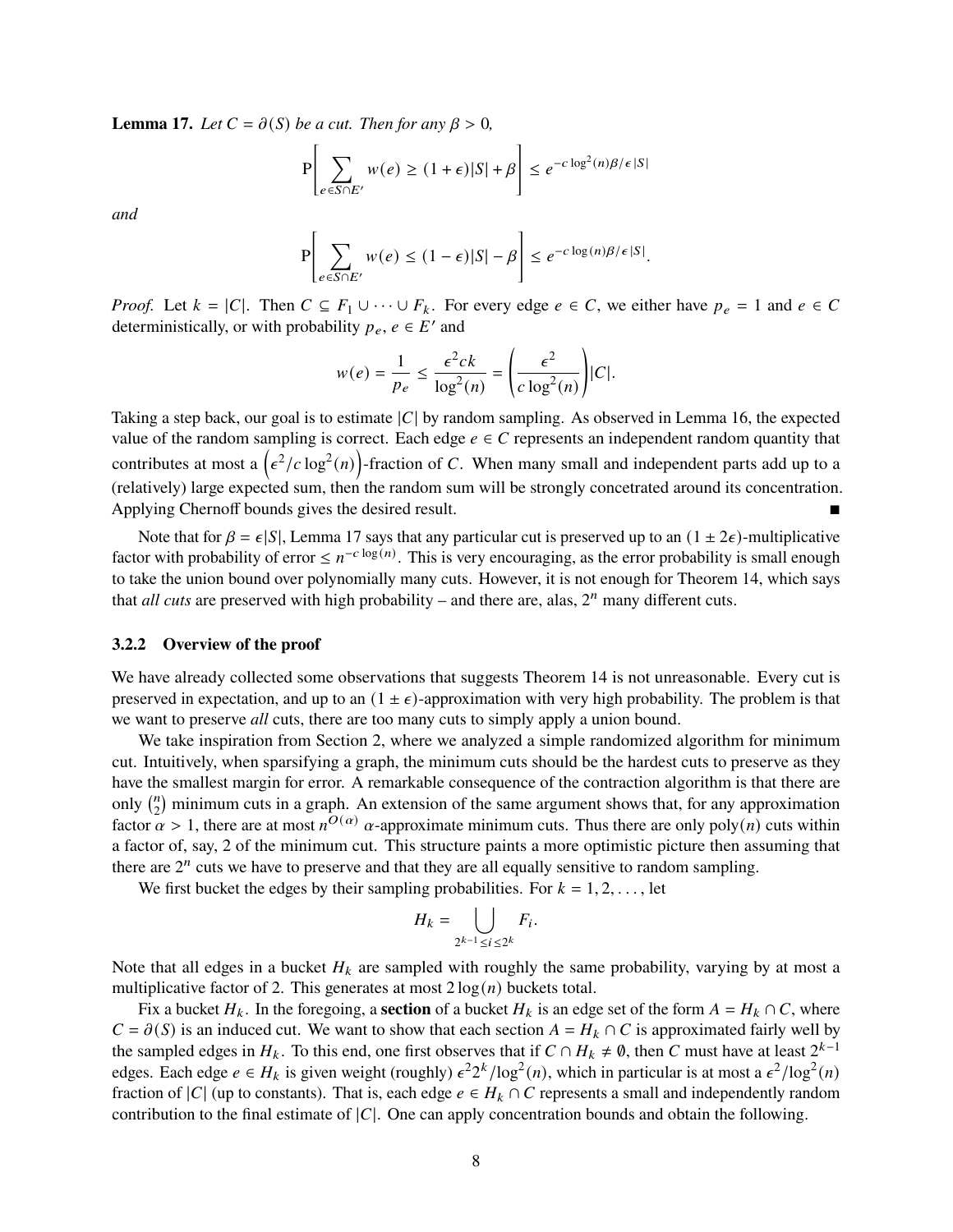**Lemma 17.** *Let $C = \partial(S)$ be a cut. Then for any $\beta > 0$,*

$$\mathrm{P}\left[\sum_{e \in S \cap E'} w(e) \geq (1+\epsilon)|S| + \beta\right] \leq e^{-c \log^2(n) \beta / \epsilon |S|}$$

*and*

$$\mathrm{P}\left[\sum_{e \in S \cap E'} w(e) \leq (1-\epsilon)|S| - \beta\right] \leq e^{-c \log(n) \beta / \epsilon |S|}.$$

*Proof.* Let $k = |C|$. Then $C \subseteq F_1 \cup \cdots \cup F_k$. For every edge $e \in C$, we either have $p_e = 1$ and $e \in C$ deterministically, or with probability $p_e$, $e \in E'$ and

$$w(e) = \frac{1}{p_e} \leq \frac{\epsilon^2 c k}{\log^2(n)} = \left(\frac{\epsilon^2}{c \log^2(n)}\right)|C|.$$

Taking a step back, our goal is to estimate $|C|$ by random sampling. As observed in Lemma 16, the expected value of the random sampling is correct. Each edge $e \in C$ represents an independent random quantity that contributes at most a $\left(\epsilon^2 / c \log^2(n)\right)$-fraction of $C$. When many small and independent parts add up to a (relatively) large expected sum, then the random sum will be strongly concetrated around its concentration. Applying Chernoff bounds gives the desired result. ∎

Note that for $\beta = \epsilon|S|$, Lemma 17 says that any particular cut is preserved up to an $(1 \pm 2\epsilon)$-multiplicative factor with probability of error $\leq n^{-c \log(n)}$. This is very encouraging, as the error probability is small enough to take the union bound over polynomially many cuts. However, it is not enough for Theorem 14, which says that *all cuts* are preserved with high probability – and there are, alas, $2^n$ many different cuts.

### 3.2.2 Overview of the proof

We have already collected some observations that suggests Theorem 14 is not unreasonable. Every cut is preserved in expectation, and up to an $(1 \pm \epsilon)$-approximation with very high probability. The problem is that we want to preserve *all* cuts, there are too many cuts to simply apply a union bound.

We take inspiration from Section 2, where we analyzed a simple randomized algorithm for minimum cut. Intuitively, when sparsifying a graph, the minimum cuts should be the hardest cuts to preserve as they have the smallest margin for error. A remarkable consequence of the contraction algorithm is that there are only $\binom{n}{2}$ minimum cuts in a graph. An extension of the same argument shows that, for any approximation factor $\alpha > 1$, there are at most $n^{O(\alpha)}$ $\alpha$-approximate minimum cuts. Thus there are only poly$(n)$ cuts within a factor of, say, 2 of the minimum cut. This structure paints a more optimistic picture then assuming that there are $2^n$ cuts we have to preserve and that they are all equally sensitive to random sampling.

We first bucket the edges by their sampling probabilities. For $k = 1, 2, \ldots$, let

$$H_k = \bigcup_{2^{k-1} \leq i \leq 2^k} F_i.$$

Note that all edges in a bucket $H_k$ are sampled with roughly the same probability, varying by at most a multiplicative factor of 2. This generates at most $2\log(n)$ buckets total.

Fix a bucket $H_k$. In the foregoing, a **section** of a bucket $H_k$ is an edge set of the form $A = H_k \cap C$, where $C = \partial(S)$ is an induced cut. We want to show that each section $A = H_k \cap C$ is approximated fairly well by the sampled edges in $H_k$. To this end, one first observes that if $C \cap H_k \neq \emptyset$, then $C$ must have at least $2^{k-1}$ edges. Each edge $e \in H_k$ is given weight (roughly) $\epsilon^2 2^k / \log^2(n)$, which in particular is at most a $\epsilon^2 / \log^2(n)$ fraction of $|C|$ (up to constants). That is, each edge $e \in H_k \cap C$ represents a small and independently random contribution to the final estimate of $|C|$. One can apply concentration bounds and obtain the following.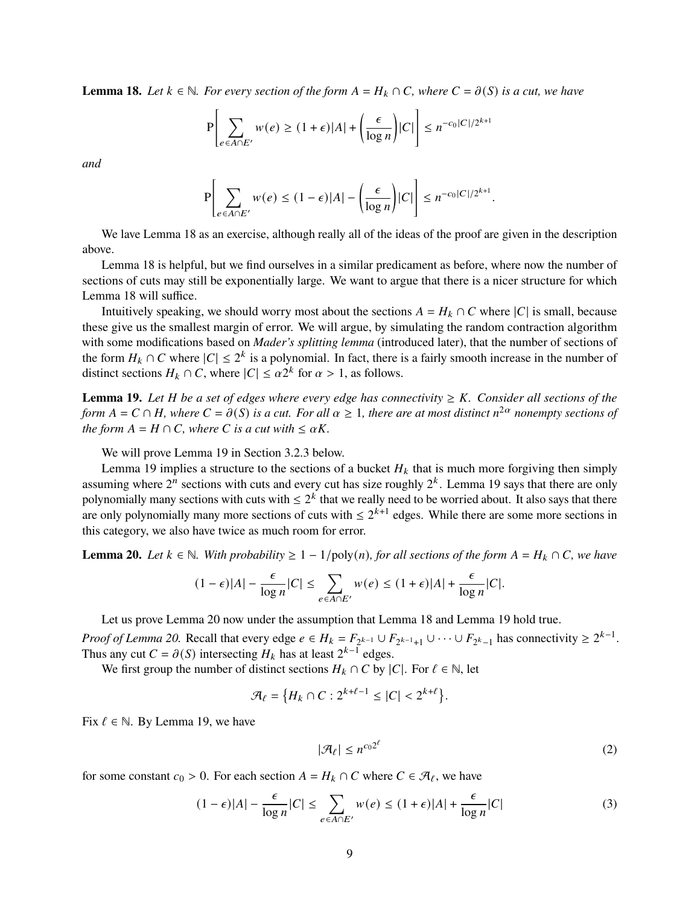**Lemma 18.** *Let $k \in \mathbb{N}$. For every section of the form $A = H_k \cap C$, where $C = \partial(S)$ is a cut, we have*

$$\mathrm{P}\left[\sum_{e \in A \cap E'} w(e) \geq (1+\epsilon)|A| + \left(\frac{\epsilon}{\log n}\right)|C|\right] \leq n^{-c_0|C|/2^{k+1}}$$

*and*

$$\mathrm{P}\left[\sum_{e \in A \cap E'} w(e) \leq (1-\epsilon)|A| - \left(\frac{\epsilon}{\log n}\right)|C|\right] \leq n^{-c_0|C|/2^{k+1}}.$$

We lave Lemma 18 as an exercise, although really all of the ideas of the proof are given in the description above.

Lemma 18 is helpful, but we find ourselves in a similar predicament as before, where now the number of sections of cuts may still be exponentially large. We want to argue that there is a nicer structure for which Lemma 18 will suffice.

Intuitively speaking, we should worry most about the sections $A = H_k \cap C$ where $|C|$ is small, because these give us the smallest margin of error. We will argue, by simulating the random contraction algorithm with some modifications based on *Mader's splitting lemma* (introduced later), that the number of sections of the form $H_k \cap C$ where $|C| \leq 2^k$ is a polynomial. In fact, there is a fairly smooth increase in the number of distinct sections $H_k \cap C$, where $|C| \leq \alpha 2^k$ for $\alpha > 1$, as follows.

**Lemma 19.** *Let $H$ be a set of edges where every edge has connectivity $\geq K$. Consider all sections of the form $A = C \cap H$, where $C = \partial(S)$ is a cut. For all $\alpha \geq 1$, there are at most distinct $n^{2\alpha}$ nonempty sections of the form $A = H \cap C$, where $C$ is a cut with $\leq \alpha K$.*

We will prove Lemma 19 in Section 3.2.3 below.

Lemma 19 implies a structure to the sections of a bucket $H_k$ that is much more forgiving then simply assuming where $2^n$ sections with cuts and every cut has size roughly $2^k$. Lemma 19 says that there are only polynomially many sections with cuts with $\leq 2^k$ that we really need to be worried about. It also says that there are only polynomially many more sections of cuts with $\leq 2^{k+1}$ edges. While there are some more sections in this category, we also have twice as much room for error.

**Lemma 20.** *Let $k \in \mathbb{N}$. With probability $\geq 1 - 1/\mathrm{poly}(n)$, for all sections of the form $A = H_k \cap C$, we have*

$$(1-\epsilon)|A| - \frac{\epsilon}{\log n}|C| \leq \sum_{e \in A \cap E'} w(e) \leq (1+\epsilon)|A| + \frac{\epsilon}{\log n}|C|.$$

Let us prove Lemma 20 now under the assumption that Lemma 18 and Lemma 19 hold true.

*Proof of Lemma 20.* Recall that every edge $e \in H_k = F_{2^{k-1}} \cup F_{2^{k-1}+1} \cup \cdots \cup F_{2^k-1}$ has connectivity $\geq 2^{k-1}$. Thus any cut $C = \partial(S)$ intersecting $H_k$ has at least $2^{k-1}$ edges.

We first group the number of distinct sections $H_k \cap C$ by $|C|$. For $\ell \in \mathbb{N}$, let

$$\mathcal{A}_\ell = \left\{H_k \cap C : 2^{k+\ell-1} \leq |C| < 2^{k+\ell}\right\}.$$

Fix $\ell \in \mathbb{N}$. By Lemma 19, we have

$$|\mathcal{A}_\ell| \leq n^{c_0 2^\ell} \tag{2}$$

for some constant $c_0 > 0$. For each section $A = H_k \cap C$ where $C \in \mathcal{A}_\ell$, we have

$$(1-\epsilon)|A| - \frac{\epsilon}{\log n}|C| \leq \sum_{e \in A \cap E'} w(e) \leq (1+\epsilon)|A| + \frac{\epsilon}{\log n}|C| \tag{3}$$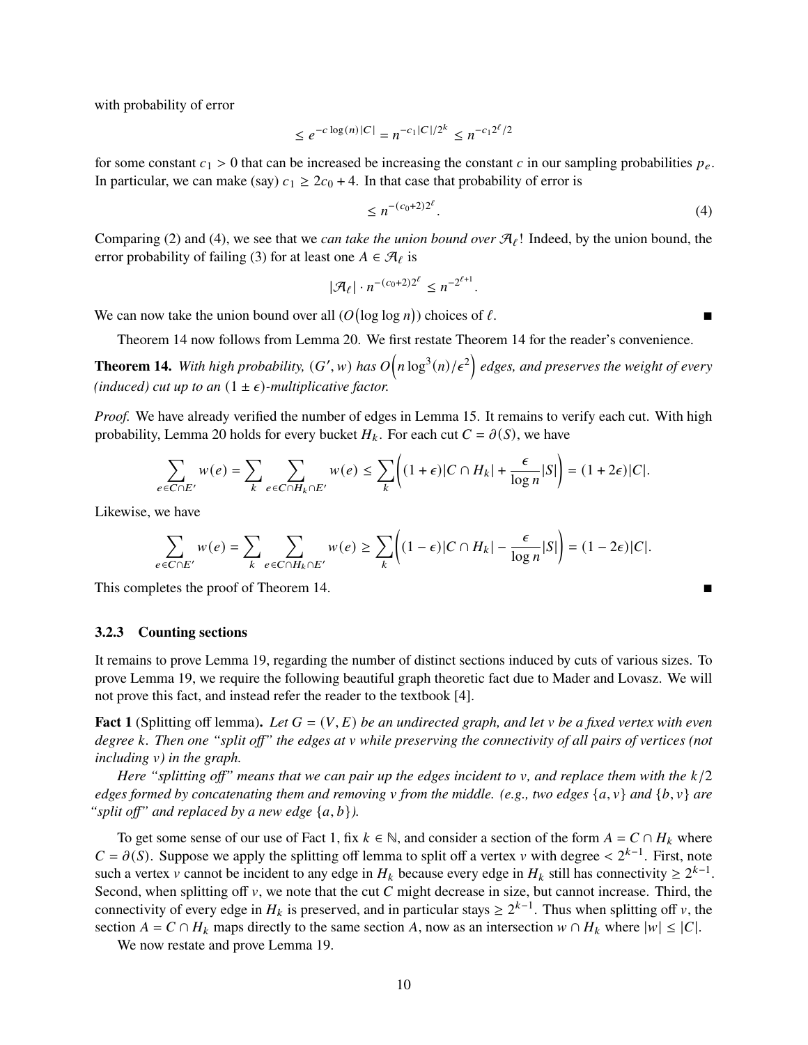with probability of error

$$\leq e^{-c \log(n)|C|} = n^{-c_1|C|/2^k} \leq n^{-c_1 2^\ell/2}$$

for some constant $c_1 > 0$ that can be increased be increasing the constant $c$ in our sampling probabilities $p_e$. In particular, we can make (say) $c_1 \geq 2c_0 + 4$. In that case that probability of error is

$$\leq n^{-(c_0+2)2^\ell}. \tag{4}$$

Comparing (2) and (4), we see that we *can take the union bound over $\mathcal{A}_\ell$!* Indeed, by the union bound, the error probability of failing (3) for at least one $A \in \mathcal{A}_\ell$ is

$$|\mathcal{A}_\ell| \cdot n^{-(c_0+2)2^\ell} \leq n^{-2^{\ell+1}}.$$

We can now take the union bound over all ($O(\log \log n)$) choices of $\ell$. ∎

Theorem 14 now follows from Lemma 20. We first restate Theorem 14 for the reader's convenience.

**Theorem 14.** *With high probability, $(G', w)$ has $O\left(n \log^3(n)/\epsilon^2\right)$ edges, and preserves the weight of every (induced) cut up to an $(1 \pm \epsilon)$-multiplicative factor.*

*Proof.* We have already verified the number of edges in Lemma 15. It remains to verify each cut. With high probability, Lemma 20 holds for every bucket $H_k$. For each cut $C = \partial(S)$, we have

$$\sum_{e \in C \cap E'} w(e) = \sum_k \sum_{e \in C \cap H_k \cap E'} w(e) \leq \sum_k \left((1+\epsilon)|C \cap H_k| + \frac{\epsilon}{\log n}|S|\right) = (1+2\epsilon)|C|.$$

Likewise, we have

$$\sum_{e \in C \cap E'} w(e) = \sum_k \sum_{e \in C \cap H_k \cap E'} w(e) \geq \sum_k \left((1-\epsilon)|C \cap H_k| - \frac{\epsilon}{\log n}|S|\right) = (1-2\epsilon)|C|.$$

This completes the proof of Theorem 14. ∎

### 3.2.3 Counting sections

It remains to prove Lemma 19, regarding the number of distinct sections induced by cuts of various sizes. To prove Lemma 19, we require the following beautiful graph theoretic fact due to Mader and Lovasz. We will not prove this fact, and instead refer the reader to the textbook [4].

**Fact 1** (Splitting off lemma)**.** *Let $G = (V, E)$ be an undirected graph, and let $v$ be a fixed vertex with even degree $k$. Then one "split off" the edges at $v$ while preserving the connectivity of all pairs of vertices (not including $v$) in the graph.*

*Here "splitting off" means that we can pair up the edges incident to $v$, and replace them with the $k/2$ edges formed by concatenating them and removing $v$ from the middle. (e.g., two edges $\{a, v\}$ and $\{b, v\}$ are "split off" and replaced by a new edge $\{a, b\}$).*

To get some sense of our use of Fact 1, fix $k \in \mathbb{N}$, and consider a section of the form $A = C \cap H_k$ where $C = \partial(S)$. Suppose we apply the splitting off lemma to split off a vertex $v$ with degree $< 2^{k-1}$. First, note such a vertex $v$ cannot be incident to any edge in $H_k$ because every edge in $H_k$ still has connectivity $\geq 2^{k-1}$. Second, when splitting off $v$, we note that the cut $C$ might decrease in size, but cannot increase. Third, the connectivity of every edge in $H_k$ is preserved, and in particular stays $\geq 2^{k-1}$. Thus when splitting off $v$, the section $A = C \cap H_k$ maps directly to the same section $A$, now as an intersection $w \cap H_k$ where $|w| \leq |C|$.

We now restate and prove Lemma 19.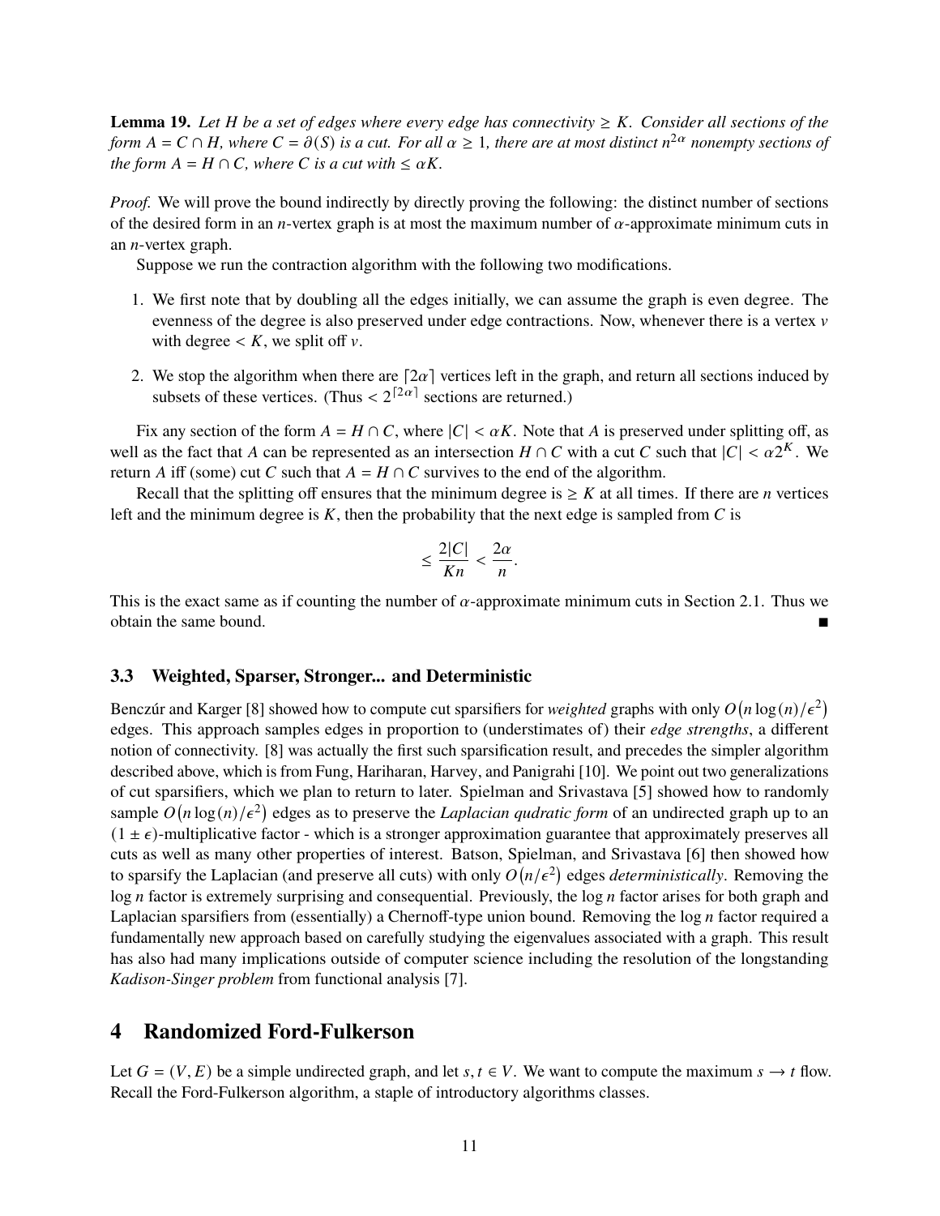**Lemma 19.** *Let $H$ be a set of edges where every edge has connectivity $\geq K$. Consider all sections of the form $A = C \cap H$, where $C = \partial(S)$ is a cut. For all $\alpha \geq 1$, there are at most distinct $n^{2\alpha}$ nonempty sections of the form $A = H \cap C$, where $C$ is a cut with $\leq \alpha K$.*

*Proof.* We will prove the bound indirectly by directly proving the following: the distinct number of sections of the desired form in an $n$-vertex graph is at most the maximum number of $\alpha$-approximate minimum cuts in an $n$-vertex graph.

Suppose we run the contraction algorithm with the following two modifications.

1. We first note that by doubling all the edges initially, we can assume the graph is even degree. The evenness of the degree is also preserved under edge contractions. Now, whenever there is a vertex $v$ with degree $< K$, we split off $v$.
2. We stop the algorithm when there are $\lceil 2\alpha \rceil$ vertices left in the graph, and return all sections induced by subsets of these vertices. (Thus $< 2^{\lceil 2\alpha \rceil}$ sections are returned.)

Fix any section of the form $A = H \cap C$, where $|C| < \alpha K$. Note that $A$ is preserved under splitting off, as well as the fact that $A$ can be represented as an intersection $H \cap C$ with a cut $C$ such that $|C| < \alpha 2^K$. We return $A$ iff (some) cut $C$ such that $A = H \cap C$ survives to the end of the algorithm.

Recall that the splitting off ensures that the minimum degree is $\geq K$ at all times. If there are $n$ vertices left and the minimum degree is $K$, then the probability that the next edge is sampled from $C$ is

$$\leq \frac{2|C|}{Kn} < \frac{2\alpha}{n}.$$

This is the exact same as if counting the number of $\alpha$-approximate minimum cuts in Section 2.1. Thus we obtain the same bound. ∎

### 3.3 Weighted, Sparser, Stronger... and Deterministic

Benczúr and Karger [8] showed how to compute cut sparsifiers for *weighted* graphs with only $O(n \log(n)/\epsilon^2)$ edges. This approach samples edges in proportion to (understimates of) their *edge strengths*, a different notion of connectivity. [8] was actually the first such sparsification result, and precedes the simpler algorithm described above, which is from Fung, Hariharan, Harvey, and Panigrahi [10]. We point out two generalizations of cut sparsifiers, which we plan to return to later. Spielman and Srivastava [5] showed how to randomly sample $O(n \log(n)/\epsilon^2)$ edges as to preserve the *Laplacian qudratic form* of an undirected graph up to an $(1 \pm \epsilon)$-multiplicative factor - which is a stronger approximation guarantee that approximately preserves all cuts as well as many other properties of interest. Batson, Spielman, and Srivastava [6] then showed how to sparsify the Laplacian (and preserve all cuts) with only $O(n/\epsilon^2)$ edges *deterministically*. Removing the $\log n$ factor is extremely surprising and consequential. Previously, the $\log n$ factor arises for both graph and Laplacian sparsifiers from (essentially) a Chernoff-type union bound. Removing the $\log n$ factor required a fundamentally new approach based on carefully studying the eigenvalues associated with a graph. This result has also had many implications outside of computer science including the resolution of the longstanding *Kadison-Singer problem* from functional analysis [7].

## 4 Randomized Ford-Fulkerson

Let $G = (V, E)$ be a simple undirected graph, and let $s, t \in V$. We want to compute the maximum $s \to t$ flow. Recall the Ford-Fulkerson algorithm, a staple of introductory algorithms classes.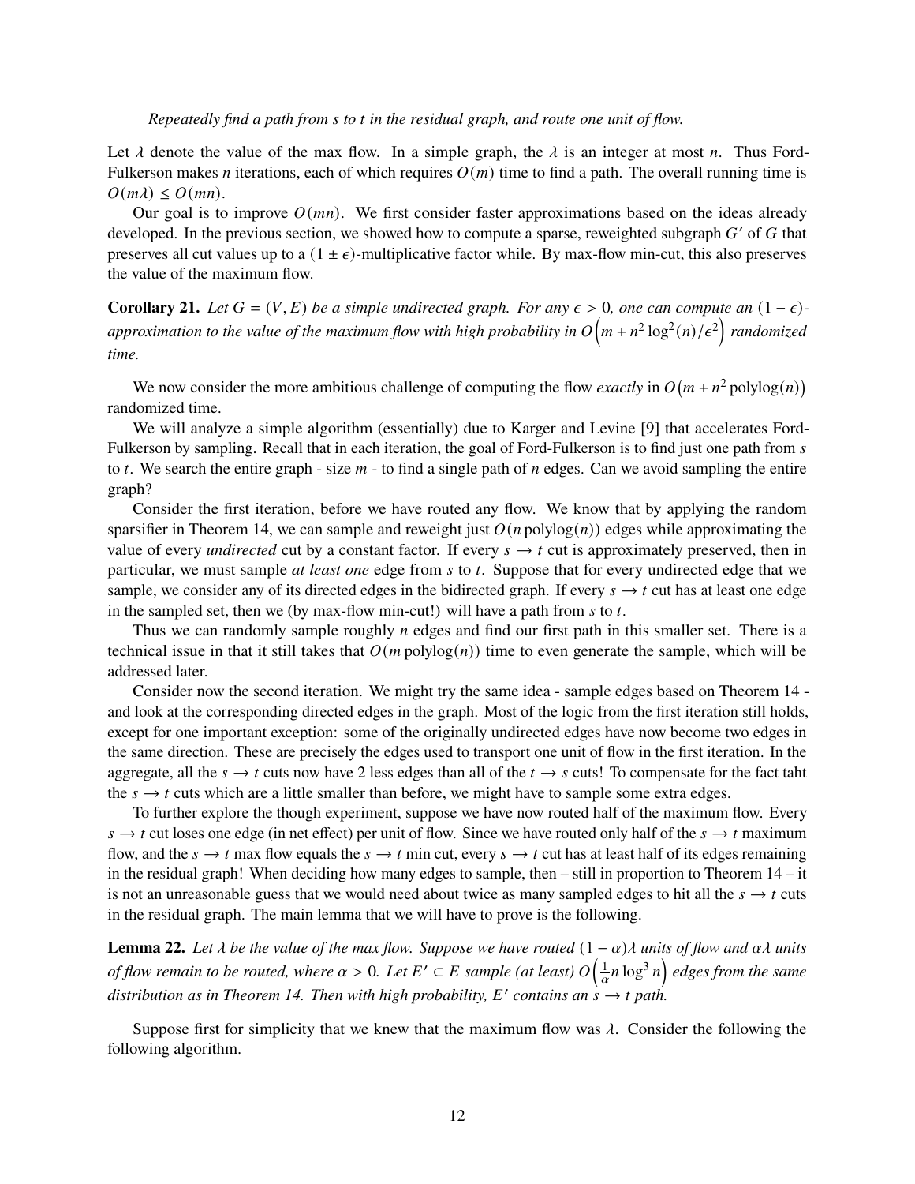*Repeatedly find a path from $s$ to $t$ in the residual graph, and route one unit of flow.*

Let $\lambda$ denote the value of the max flow. In a simple graph, the $\lambda$ is an integer at most $n$. Thus Ford-Fulkerson makes $n$ iterations, each of which requires $O(m)$ time to find a path. The overall running time is $O(m\lambda) \leq O(mn)$.

Our goal is to improve $O(mn)$. We first consider faster approximations based on the ideas already developed. In the previous section, we showed how to compute a sparse, reweighted subgraph $G'$ of $G$ that preserves all cut values up to a $(1 \pm \epsilon)$-multiplicative factor while. By max-flow min-cut, this also preserves the value of the maximum flow.

**Corollary 21.** *Let $G = (V, E)$ be a simple undirected graph. For any $\epsilon > 0$, one can compute an $(1 - \epsilon)$-approximation to the value of the maximum flow with high probability in $O\left(m + n^2 \log^2(n)/\epsilon^2\right)$ randomized time.*

We now consider the more ambitious challenge of computing the flow *exactly* in $O(m + n^2 \operatorname{polylog}(n))$ randomized time.

We will analyze a simple algorithm (essentially) due to Karger and Levine [9] that accelerates Ford-Fulkerson by sampling. Recall that in each iteration, the goal of Ford-Fulkerson is to find just one path from $s$ to $t$. We search the entire graph - size $m$ - to find a single path of $n$ edges. Can we avoid sampling the entire graph?

Consider the first iteration, before we have routed any flow. We know that by applying the random sparsifier in Theorem 14, we can sample and reweight just $O(n \operatorname{polylog}(n))$ edges while approximating the value of every *undirected* cut by a constant factor. If every $s \to t$ cut is approximately preserved, then in particular, we must sample *at least one* edge from $s$ to $t$. Suppose that for every undirected edge that we sample, we consider any of its directed edges in the bidirected graph. If every $s \to t$ cut has at least one edge in the sampled set, then we (by max-flow min-cut!) will have a path from $s$ to $t$.

Thus we can randomly sample roughly $n$ edges and find our first path in this smaller set. There is a technical issue in that it still takes that $O(m \operatorname{polylog}(n))$ time to even generate the sample, which will be addressed later.

Consider now the second iteration. We might try the same idea - sample edges based on Theorem 14 - and look at the corresponding directed edges in the graph. Most of the logic from the first iteration still holds, except for one important exception: some of the originally undirected edges have now become two edges in the same direction. These are precisely the edges used to transport one unit of flow in the first iteration. In the aggregate, all the $s \to t$ cuts now have 2 less edges than all of the $t \to s$ cuts! To compensate for the fact taht the $s \to t$ cuts which are a little smaller than before, we might have to sample some extra edges.

To further explore the though experiment, suppose we have now routed half of the maximum flow. Every $s \to t$ cut loses one edge (in net effect) per unit of flow. Since we have routed only half of the $s \to t$ maximum flow, and the $s \to t$ max flow equals the $s \to t$ min cut, every $s \to t$ cut has at least half of its edges remaining in the residual graph! When deciding how many edges to sample, then – still in proportion to Theorem 14 – it is not an unreasonable guess that we would need about twice as many sampled edges to hit all the $s \to t$ cuts in the residual graph. The main lemma that we will have to prove is the following.

**Lemma 22.** *Let $\lambda$ be the value of the max flow. Suppose we have routed $(1 - \alpha)\lambda$ units of flow and $\alpha\lambda$ units of flow remain to be routed, where $\alpha > 0$. Let $E' \subset E$ sample (at least) $O\left(\frac{1}{\alpha} n \log^3 n\right)$ edges from the same distribution as in Theorem 14. Then with high probability, $E'$ contains an $s \to t$ path.*

Suppose first for simplicity that we knew that the maximum flow was $\lambda$. Consider the following the following algorithm.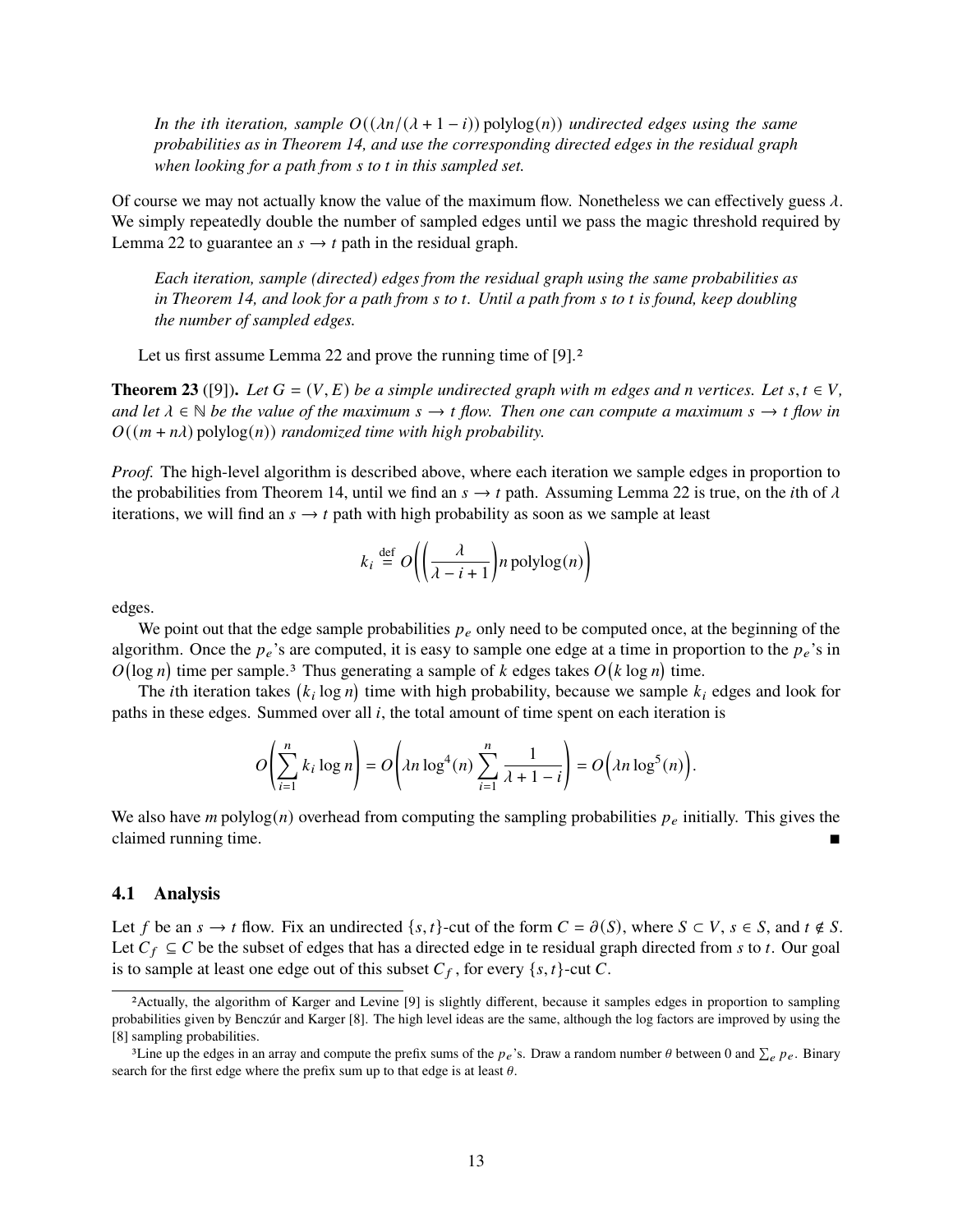*In the ith iteration, sample $O((\lambda n/(\lambda + 1 - i))\,\mathrm{polylog}(n))$ undirected edges using the same probabilities as in Theorem 14, and use the corresponding directed edges in the residual graph when looking for a path from s to t in this sampled set.*

Of course we may not actually know the value of the maximum flow. Nonetheless we can effectively guess $\lambda$. We simply repeatedly double the number of sampled edges until we pass the magic threshold required by Lemma 22 to guarantee an $s \to t$ path in the residual graph.

*Each iteration, sample (directed) edges from the residual graph using the same probabilities as in Theorem 14, and look for a path from s to t. Until a path from s to t is found, keep doubling the number of sampled edges.*

Let us first assume Lemma 22 and prove the running time of [9].[2]

**Theorem 23** ([9]). *Let $G = (V, E)$ be a simple undirected graph with m edges and n vertices. Let $s, t \in V$, and let $\lambda \in \mathbb{N}$ be the value of the maximum $s \to t$ flow. Then one can compute a maximum $s \to t$ flow in $O((m + n\lambda)\,\mathrm{polylog}(n))$ randomized time with high probability.*

*Proof.* The high-level algorithm is described above, where each iteration we sample edges in proportion to the probabilities from Theorem 14, until we find an $s \to t$ path. Assuming Lemma 22 is true, on the $i$th of $\lambda$ iterations, we will find an $s \to t$ path with high probability as soon as we sample at least

$$k_i \stackrel{\text{def}}{=} O\left(\left(\frac{\lambda}{\lambda - i + 1}\right) n\,\mathrm{polylog}(n)\right)$$

edges.

We point out that the edge sample probabilities $p_e$ only need to be computed once, at the beginning of the algorithm. Once the $p_e$'s are computed, it is easy to sample one edge at a time in proportion to the $p_e$'s in $O(\log n)$ time per sample.[3] Thus generating a sample of $k$ edges takes $O(k \log n)$ time.

The $i$th iteration takes $(k_i \log n)$ time with high probability, because we sample $k_i$ edges and look for paths in these edges. Summed over all $i$, the total amount of time spent on each iteration is

$$O\left(\sum_{i=1}^{n} k_i \log n\right) = O\left(\lambda n \log^4(n) \sum_{i=1}^{n} \frac{1}{\lambda + 1 - i}\right) = O\left(\lambda n \log^5(n)\right).$$

We also have $m\,\mathrm{polylog}(n)$ overhead from computing the sampling probabilities $p_e$ initially. This gives the claimed running time. ∎

## 4.1 Analysis

Let $f$ be an $s \to t$ flow. Fix an undirected $\{s, t\}$-cut of the form $C = \partial(S)$, where $S \subset V$, $s \in S$, and $t \notin S$. Let $C_f \subseteq C$ be the subset of edges that has a directed edge in te residual graph directed from $s$ to $t$. Our goal is to sample at least one edge out of this subset $C_f$, for every $\{s, t\}$-cut $C$.

---

[2] Actually, the algorithm of Karger and Levine [9] is slightly different, because it samples edges in proportion to sampling probabilities given by Benczúr and Karger [8]. The high level ideas are the same, although the log factors are improved by using the [8] sampling probabilities.

[3] Line up the edges in an array and compute the prefix sums of the $p_e$'s. Draw a random number $\theta$ between 0 and $\sum_e p_e$. Binary search for the first edge where the prefix sum up to that edge is at least $\theta$.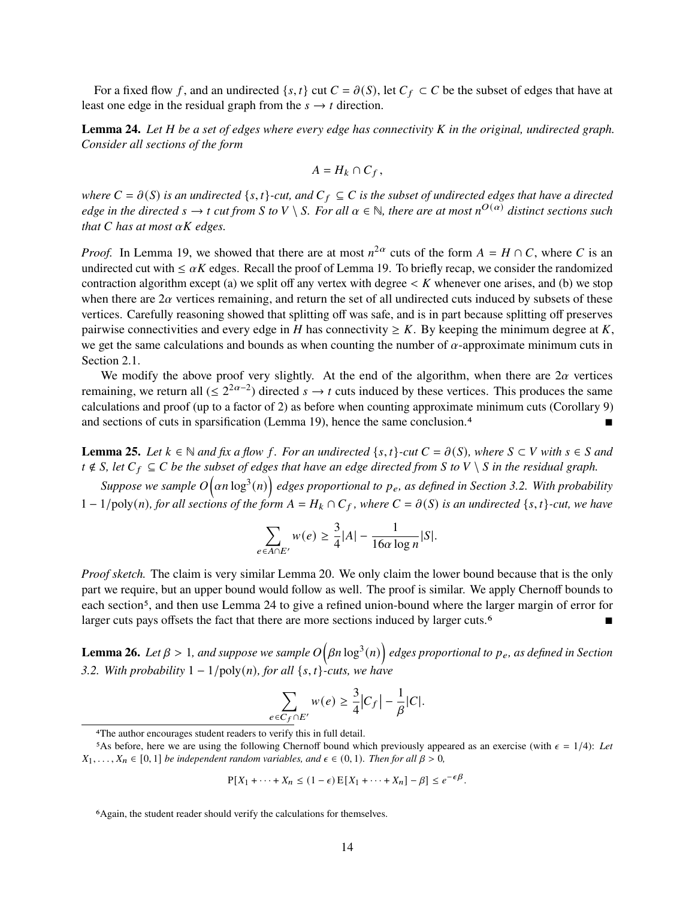For a fixed flow $f$, and an undirected $\{s,t\}$ cut $C = \partial(S)$, let $C_f \subset C$ be the subset of edges that have at least one edge in the residual graph from the $s \to t$ direction.

**Lemma 24.** *Let $H$ be a set of edges where every edge has connectivity $K$ in the original, undirected graph. Consider all sections of the form*

$$A = H_k \cap C_f,$$

*where $C = \partial(S)$ is an undirected $\{s,t\}$-cut, and $C_f \subseteq C$ is the subset of undirected edges that have a directed edge in the directed $s \to t$ cut from $S$ to $V \setminus S$. For all $\alpha \in \mathbb{N}$, there are at most $n^{O(\alpha)}$ distinct sections such that $C$ has at most $\alpha K$ edges.*

*Proof.* In Lemma 19, we showed that there are at most $n^{2\alpha}$ cuts of the form $A = H \cap C$, where $C$ is an undirected cut with $\leq \alpha K$ edges. Recall the proof of Lemma 19. To briefly recap, we consider the randomized contraction algorithm except (a) we split off any vertex with degree $< K$ whenever one arises, and (b) we stop when there are $2\alpha$ vertices remaining, and return the set of all undirected cuts induced by subsets of these vertices. Carefully reasoning showed that splitting off was safe, and is in part because splitting off preserves pairwise connectivities and every edge in $H$ has connectivity $\geq K$. By keeping the minimum degree at $K$, we get the same calculations and bounds as when counting the number of $\alpha$-approximate minimum cuts in Section 2.1.

We modify the above proof very slightly. At the end of the algorithm, when there are $2\alpha$ vertices remaining, we return all ($\leq 2^{2\alpha-2}$) directed $s \to t$ cuts induced by these vertices. This produces the same calculations and proof (up to a factor of 2) as before when counting approximate minimum cuts (Corollary 9) and sections of cuts in sparsification (Lemma 19), hence the same conclusion.[4] ∎

**Lemma 25.** *Let $k \in \mathbb{N}$ and fix a flow $f$. For an undirected $\{s,t\}$-cut $C = \partial(S)$, where $S \subset V$ with $s \in S$ and $t \notin S$, let $C_f \subseteq C$ be the subset of edges that have an edge directed from $S$ to $V \setminus S$ in the residual graph.*

*Suppose we sample $O\left(\alpha n \log^3(n)\right)$ edges proportional to $p_e$, as defined in Section 3.2. With probability $1 - 1/\text{poly}(n)$, for all sections of the form $A = H_k \cap C_f$, where $C = \partial(S)$ is an undirected $\{s,t\}$-cut, we have*

$$\sum_{e \in A \cap E'} w(e) \geq \frac{3}{4}|A| - \frac{1}{16\alpha \log n}|S|.$$

*Proof sketch.* The claim is very similar Lemma 20. We only claim the lower bound because that is the only part we require, but an upper bound would follow as well. The proof is similar. We apply Chernoff bounds to each section[5], and then use Lemma 24 to give a refined union-bound where the larger margin of error for larger cuts pays offsets the fact that there are more sections induced by larger cuts.[6] ∎

**Lemma 26.** *Let $\beta > 1$, and suppose we sample $O\left(\beta n \log^3(n)\right)$ edges proportional to $p_e$, as defined in Section 3.2. With probability $1 - 1/\text{poly}(n)$, for all $\{s,t\}$-cuts, we have*

$$\sum_{e \in C_f \cap E'} w(e) \geq \frac{3}{4}\left|C_f\right| - \frac{1}{\beta}|C|.$$

---

[4] The author encourages student readers to verify this in full detail.

[5] As before, here we are using the following Chernoff bound which previously appeared as an exercise (with $\epsilon = 1/4$): *Let $X_1, \ldots, X_n \in [0,1]$ be independent random variables, and $\epsilon \in (0,1)$. Then for all $\beta > 0$,*

$$\text{P}[X_1 + \cdots + X_n \leq (1-\epsilon)\,\text{E}[X_1 + \cdots + X_n] - \beta] \leq e^{-\epsilon\beta}.$$

[6] Again, the student reader should verify the calculations for themselves.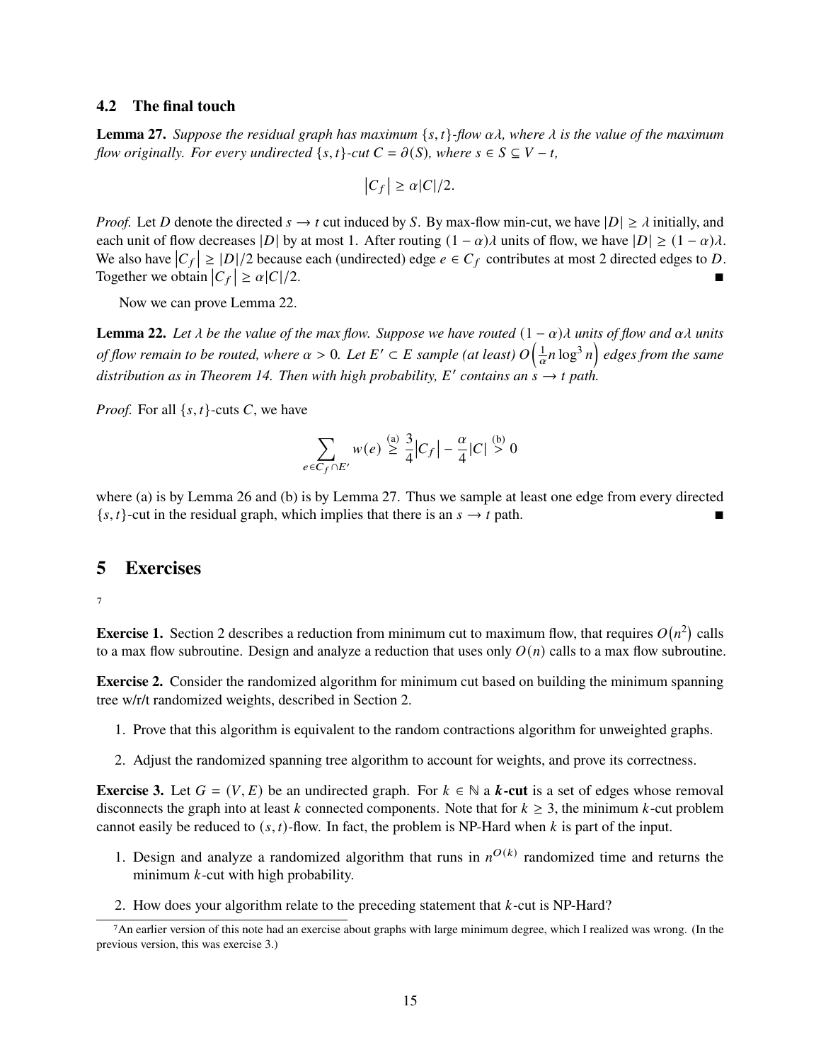### 4.2 The final touch

**Lemma 27.** *Suppose the residual graph has maximum $\{s, t\}$-flow $\alpha\lambda$, where $\lambda$ is the value of the maximum flow originally. For every undirected $\{s, t\}$-cut $C = \partial(S)$, where $s \in S \subseteq V - t$,*

$$\left|C_f\right| \geq \alpha|C|/2.$$

*Proof.* Let $D$ denote the directed $s \to t$ cut induced by $S$. By max-flow min-cut, we have $|D| \geq \lambda$ initially, and each unit of flow decreases $|D|$ by at most 1. After routing $(1-\alpha)\lambda$ units of flow, we have $|D| \geq (1-\alpha)\lambda$. We also have $\left|C_f\right| \geq |D|/2$ because each (undirected) edge $e \in C_f$ contributes at most 2 directed edges to $D$. Together we obtain $\left|C_f\right| \geq \alpha|C|/2$. ∎

Now we can prove Lemma 22.

**Lemma 22.** *Let $\lambda$ be the value of the max flow. Suppose we have routed $(1-\alpha)\lambda$ units of flow and $\alpha\lambda$ units of flow remain to be routed, where $\alpha > 0$. Let $E' \subset E$ sample (at least) $O\left(\frac{1}{\alpha} n \log^3 n\right)$ edges from the same distribution as in Theorem 14. Then with high probability, $E'$ contains an $s \to t$ path.*

*Proof.* For all $\{s, t\}$-cuts $C$, we have

$$\sum_{e \in C_f \cap E'} w(e) \overset{\text{(a)}}{\geq} \frac{3}{4}\left|C_f\right| - \frac{\alpha}{4}|C| \overset{\text{(b)}}{>} 0$$

where (a) is by Lemma 26 and (b) is by Lemma 27. Thus we sample at least one edge from every directed $\{s, t\}$-cut in the residual graph, which implies that there is an $s \to t$ path. ∎

## 5 Exercises

[7]

**Exercise 1.** Section 2 describes a reduction from minimum cut to maximum flow, that requires $O(n^2)$ calls to a max flow subroutine. Design and analyze a reduction that uses only $O(n)$ calls to a max flow subroutine.

**Exercise 2.** Consider the randomized algorithm for minimum cut based on building the minimum spanning tree w/r/t randomized weights, described in Section 2.

1. Prove that this algorithm is equivalent to the random contractions algorithm for unweighted graphs.
2. Adjust the randomized spanning tree algorithm to account for weights, and prove its correctness.

**Exercise 3.** Let $G = (V, E)$ be an undirected graph. For $k \in \mathbb{N}$ a ***k*-cut** is a set of edges whose removal disconnects the graph into at least $k$ connected components. Note that for $k \geq 3$, the minimum $k$-cut problem cannot easily be reduced to $(s, t)$-flow. In fact, the problem is NP-Hard when $k$ is part of the input.

1. Design and analyze a randomized algorithm that runs in $n^{O(k)}$ randomized time and returns the minimum $k$-cut with high probability.
2. How does your algorithm relate to the preceding statement that $k$-cut is NP-Hard?

---

[7] An earlier version of this note had an exercise about graphs with large minimum degree, which I realized was wrong. (In the previous version, this was exercise 3.)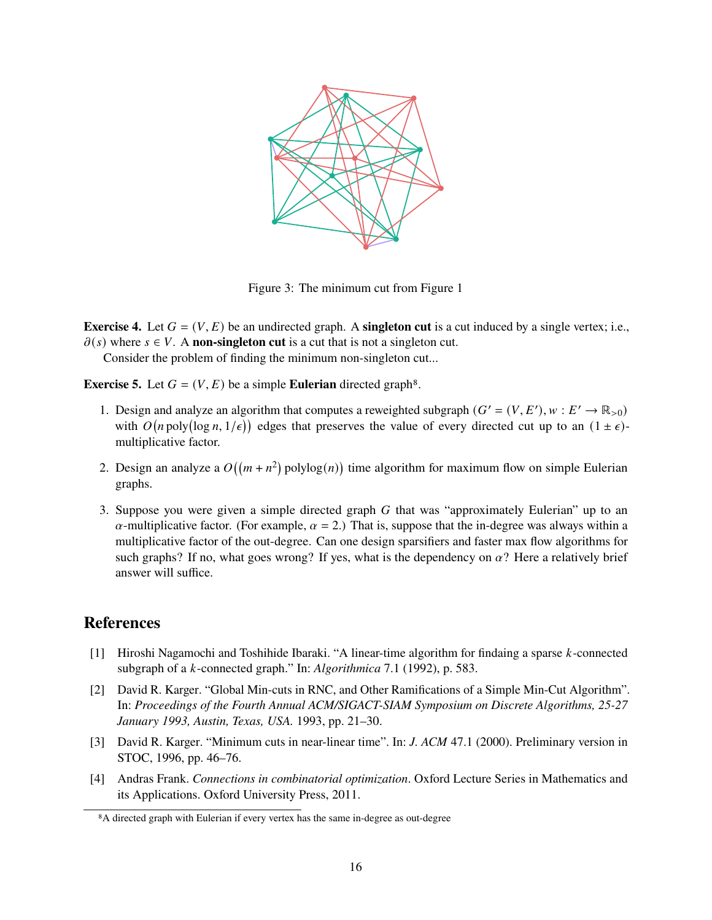Figure 3: The minimum cut from Figure 1

**Exercise 4.** Let $G = (V, E)$ be an undirected graph. A **singleton cut** is a cut induced by a single vertex; i.e., $\partial(s)$ where $s \in V$. A **non-singleton cut** is a cut that is not a singleton cut.

Consider the problem of finding the minimum non-singleton cut...

**Exercise 5.** Let $G = (V, E)$ be a simple **Eulerian** directed graph[8].

1. Design and analyze an algorithm that computes a reweighted subgraph $(G' = (V, E'), w : E' \to \mathbb{R}_{>0})$ with $O\big(n \operatorname{poly}(\log n, 1/\epsilon)\big)$ edges that preserves the value of every directed cut up to an $(1 \pm \epsilon)$-multiplicative factor.

2. Design an analyze a $O\big((m + n^2) \operatorname{polylog}(n)\big)$ time algorithm for maximum flow on simple Eulerian graphs.

3. Suppose you were given a simple directed graph $G$ that was "approximately Eulerian" up to an $\alpha$-multiplicative factor. (For example, $\alpha = 2$.) That is, suppose that the in-degree was always within a multiplicative factor of the out-degree. Can one design sparsifiers and faster max flow algorithms for such graphs? If no, what goes wrong? If yes, what is the dependency on $\alpha$? Here a relatively brief answer will suffice.

## References

[1] Hiroshi Nagamochi and Toshihide Ibaraki. "A linear-time algorithm for findaing a sparse $k$-connected subgraph of a $k$-connected graph." In: *Algorithmica* 7.1 (1992), p. 583.

[2] David R. Karger. "Global Min-cuts in RNC, and Other Ramifications of a Simple Min-Cut Algorithm". In: *Proceedings of the Fourth Annual ACM/SIGACT-SIAM Symposium on Discrete Algorithms, 25-27 January 1993, Austin, Texas, USA*. 1993, pp. 21–30.

[3] David R. Karger. "Minimum cuts in near-linear time". In: *J. ACM* 47.1 (2000). Preliminary version in STOC, 1996, pp. 46–76.

[4] Andras Frank. *Connections in combinatorial optimization*. Oxford Lecture Series in Mathematics and its Applications. Oxford University Press, 2011.

[8] A directed graph with Eulerian if every vertex has the same in-degree as out-degree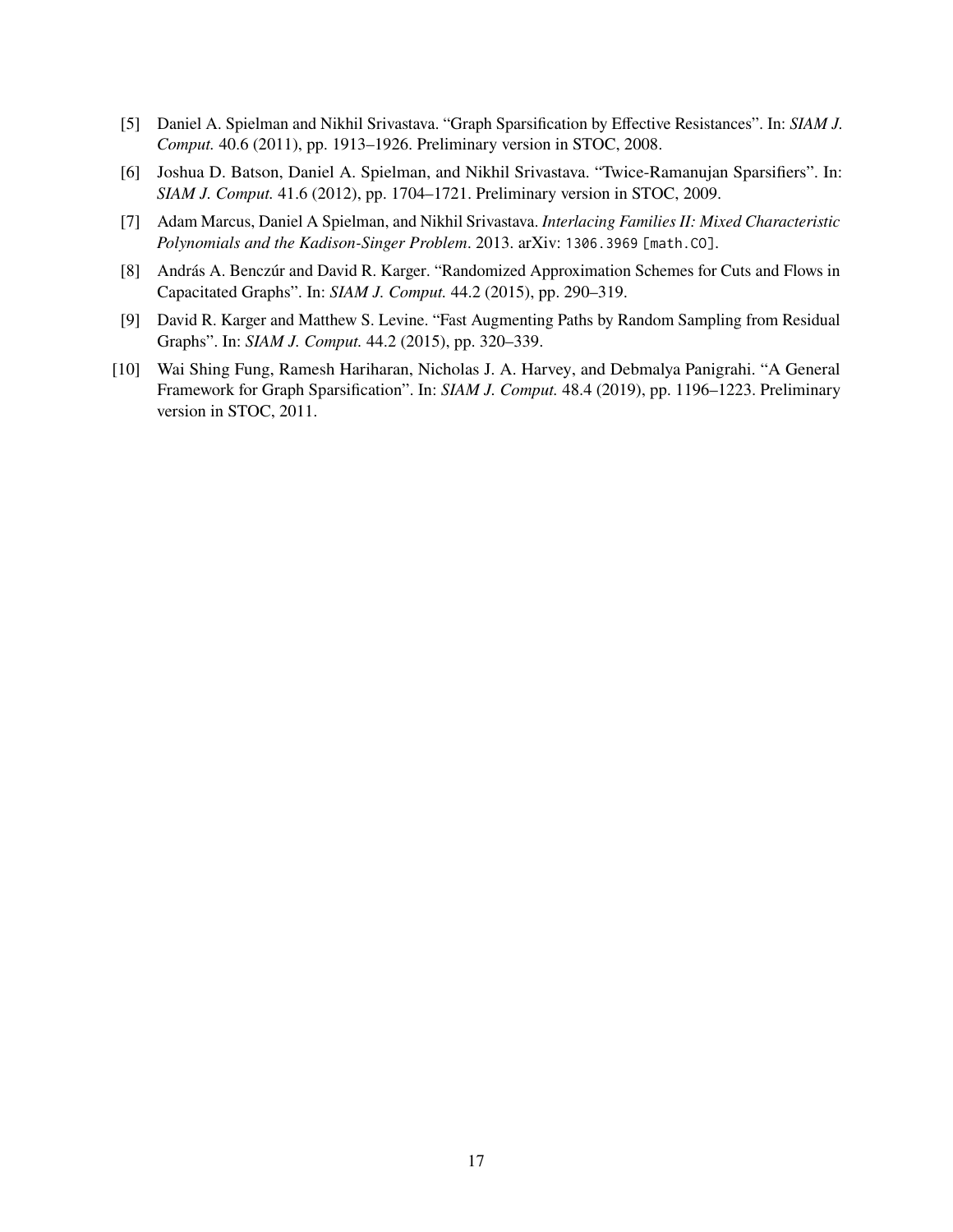[5] Daniel A. Spielman and Nikhil Srivastava. "Graph Sparsification by Effective Resistances". In: *SIAM J. Comput.* 40.6 (2011), pp. 1913–1926. Preliminary version in STOC, 2008.

[6] Joshua D. Batson, Daniel A. Spielman, and Nikhil Srivastava. "Twice-Ramanujan Sparsifiers". In: *SIAM J. Comput.* 41.6 (2012), pp. 1704–1721. Preliminary version in STOC, 2009.

[7] Adam Marcus, Daniel A Spielman, and Nikhil Srivastava. *Interlacing Families II: Mixed Characteristic Polynomials and the Kadison-Singer Problem*. 2013. arXiv: 1306.3969 [math.CO].

[8] András A. Benczúr and David R. Karger. "Randomized Approximation Schemes for Cuts and Flows in Capacitated Graphs". In: *SIAM J. Comput.* 44.2 (2015), pp. 290–319.

[9] David R. Karger and Matthew S. Levine. "Fast Augmenting Paths by Random Sampling from Residual Graphs". In: *SIAM J. Comput.* 44.2 (2015), pp. 320–339.

[10] Wai Shing Fung, Ramesh Hariharan, Nicholas J. A. Harvey, and Debmalya Panigrahi. "A General Framework for Graph Sparsification". In: *SIAM J. Comput.* 48.4 (2019), pp. 1196–1223. Preliminary version in STOC, 2011.